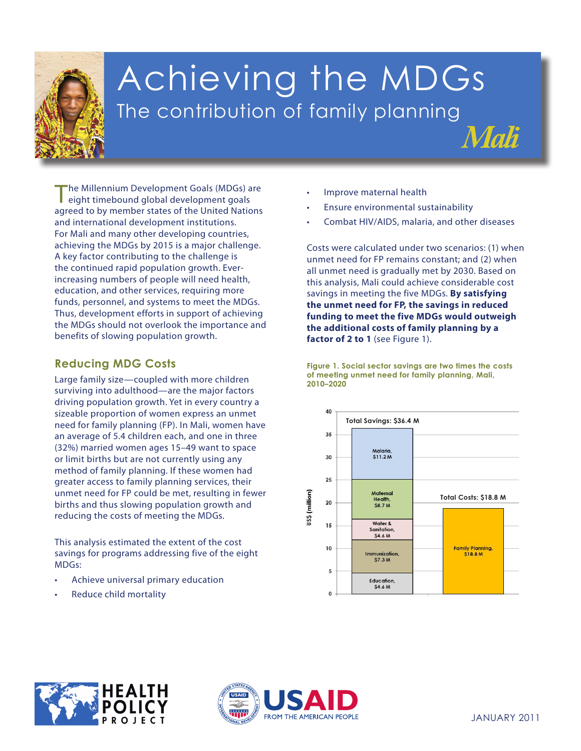# Achieving the MDGs

## The contribution of family planning

*Mali*

The Millennium Development Goals (MDGs) are eight timebound global development goals agreed to by member states of the United Nations and international development institutions. For Mali and many other developing countries, achieving the MDGs by 2015 is a major challenge. A key factor contributing to the challenge is the continued rapid population growth. Ever-increasing numbers of people will need health, education, and other services, requiring more funds, personnel, and systems to meet the MDGs. Thus, development efforts in support of achieving the MDGs should not overlook the importance and benefits of slowing population growth.

### Reducing MDG Costs

Large family size—coupled with more children surviving into adulthood—are the major factors driving population growth. Yet in every country a sizeable proportion of women express an unmet need for family planning (FP). In Mali, women have an average of 5.4 children each, and one in three (32%) married women ages 15–49 want to space or limit births but are not currently using any method of family planning. If these women had greater access to family planning services, their unmet need for FP could be met, resulting in fewer births and thus slowing population growth and reducing the costs of meeting the MDGs.

This analysis estimated the extent of the cost savings for programs addressing five of the eight MDGs:

- Achieve universal primary education
- Reduce child mortality
- Improve maternal health
- Ensure environmental sustainability
- Combat HIV/AIDS, malaria, and other diseases

Costs were calculated under two scenarios: (1) when unmet need for FP remains constant; and (2) when all unmet need is gradually met by 2030. Based on this analysis, Mali could achieve considerable cost savings in meeting the five MDGs. **By satisfying the unmet need for FP, the savings in reduced funding to meet the five MDGs would outweigh the additional costs of family planning by a factor of 2 to 1** (see Figure 1).

**Figure 1. Social sector savings are two times the costs of meeting unmet need for family planning, Mali, 2010–2020**

| | Total Savings: $36.4 M | Total Costs: $18.8 M |
|---|---|---|
| Malaria | $11.2 M | |
| Maternal Health | $8.7 M | |
| Water & Sanitation | $4.6 M | |
| Immunization | $7.3 M | |
| Education | $4.6 M | |
| Family Planning | | $18.8 M |

US$ (million)

JANUARY 2011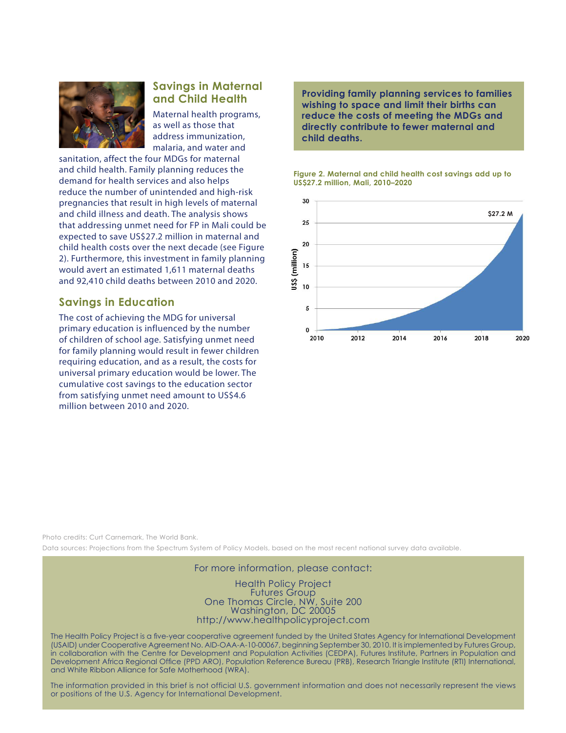## Savings in Maternal and Child Health

Maternal health programs, as well as those that address immunization, malaria, and water and sanitation, affect the four MDGs for maternal and child health. Family planning reduces the demand for health services and also helps reduce the number of unintended and high-risk pregnancies that result in high levels of maternal and child illness and death. The analysis shows that addressing unmet need for FP in Mali could be expected to save US$27.2 million in maternal and child health costs over the next decade (see Figure 2). Furthermore, this investment in family planning would avert an estimated 1,611 maternal deaths and 92,410 child deaths between 2010 and 2020.

## Savings in Education

The cost of achieving the MDG for universal primary education is influenced by the number of children of school age. Satisfying unmet need for family planning would result in fewer children requiring education, and as a result, the costs for universal primary education would be lower. The cumulative cost savings to the education sector from satisfying unmet need amount to US$4.6 million between 2010 and 2020.

**Providing family planning services to families wishing to space and limit their births can reduce the costs of meeting the MDGs and directly contribute to fewer maternal and child deaths.**

**Figure 2. Maternal and child health cost savings add up to US$27.2 million, Mali, 2010–2020**

US$ (million)
0
5
10
15
20
25
30
2010
2012
2014
2016
2018
2020
$27.2 M

Photo credits: Curt Carnemark, The World Bank.

Data sources: Projections from the Spectrum System of Policy Models, based on the most recent national survey data available.

For more information, please contact:

Health Policy Project
Futures Group
One Thomas Circle, NW, Suite 200
Washington, DC 20005
http://www.healthpolicyproject.com

The Health Policy Project is a five-year cooperative agreement funded by the United States Agency for International Development (USAID) under Cooperative Agreement No. AID-OAA-A-10-00067, beginning September 30, 2010. It is implemented by Futures Group, in collaboration with the Centre for Development and Population Activities (CEDPA), Futures Institute, Partners in Population and Development Africa Regional Office (PPD ARO), Population Reference Bureau (PRB), Research Triangle Institute (RTI) International, and White Ribbon Alliance for Safe Motherhood (WRA).

The information provided in this brief is not official U.S. government information and does not necessarily represent the views or positions of the U.S. Agency for International Development.